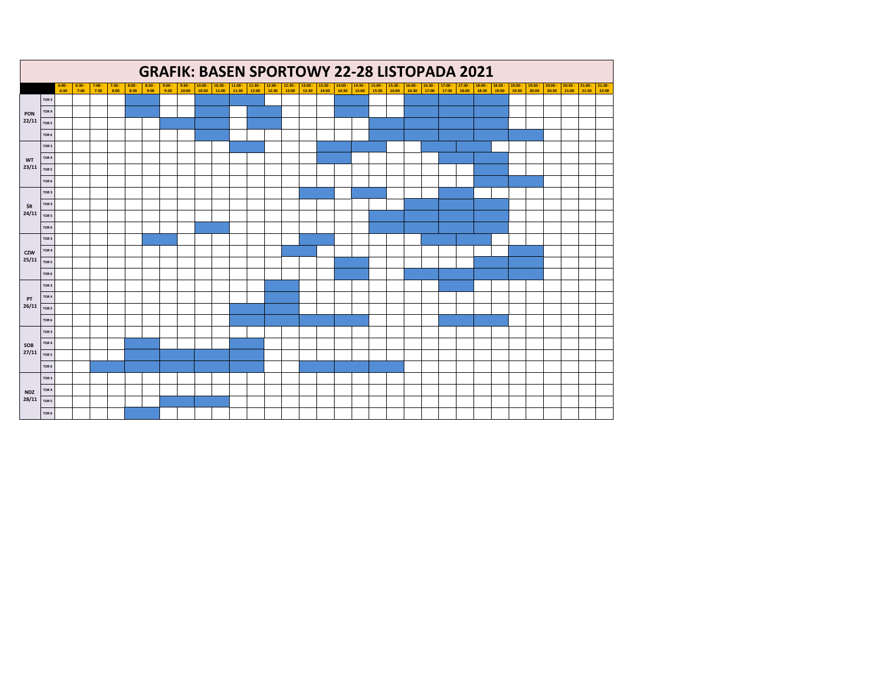# GRAFIK: BASEN SPORTOWY 22-28 LISTOPADA 2021

| | | 6:00 - 6:30 | 6:30 - 7:00 | 7:00 - 7:30 | 7:30 - 8:00 | 8:00 - 8:30 | 8:30 - 9:00 | 9:00 - 9:30 | 9:30 - 10:00 | 10:00 - 10:30 | 10:30 - 11:00 | 11:00 - 11:30 | 11:30 - 12:00 | 12:00 - 12:30 | 12:30 - 13:00 | 13:00 - 13:30 | 13:30 - 14:00 | 14:00 - 14:30 | 14:30 - 15:00 | 15:00 - 15:30 | 15:30 - 16:00 | 16:00 - 16:30 | 16:30 - 17:00 | 17:00 - 17:30 | 17:30 - 18:00 | 18:00 - 18:30 | 18:30 - 19:00 | 19:00 - 19:30 | 19:30 - 20:00 | 20:00 - 20:30 | 20:30 - 21:00 | 21:00 - 21:30 | 21:30 - 22:00 |
|---|---|---|---|---|---|---|---|---|---|---|---|---|---|---|---|---|---|---|---|---|---|---|---|---|---|---|---|---|---|---|---|---|---|
| PON 22/11 | TOR 3 | | | | | | | | | | | | | | | | | | | | | | | | | | | | | | | | |
| | TOR 4 | | | | | | | | | | | | | | | | | | | | | | | | | | | | | | | | |
| | TOR 5 | | | | | | | | | | | | | | | | | | | | | | | | | | | | | | | | |
| | TOR 6 | | | | | | | | | | | | | | | | | | | | | | | | | | | | | | | | |
| WT 23/11 | TOR 3 | | | | | | | | | | | | | | | | | | | | | | | | | | | | | | | | |
| | TOR 4 | | | | | | | | | | | | | | | | | | | | | | | | | | | | | | | | |
| | TOR 5 | | | | | | | | | | | | | | | | | | | | | | | | | | | | | | | | |
| | TOR 6 | | | | | | | | | | | | | | | | | | | | | | | | | | | | | | | | |
| ŚR 24/11 | TOR 3 | | | | | | | | | | | | | | | | | | | | | | | | | | | | | | | | |
| | TOR 4 | | | | | | | | | | | | | | | | | | | | | | | | | | | | | | | | |
| | TOR 5 | | | | | | | | | | | | | | | | | | | | | | | | | | | | | | | | |
| | TOR 6 | | | | | | | | | | | | | | | | | | | | | | | | | | | | | | | | |
| CZW 25/11 | TOR 3 | | | | | | | | | | | | | | | | | | | | | | | | | | | | | | | | |
| | TOR 4 | | | | | | | | | | | | | | | | | | | | | | | | | | | | | | | | |
| | TOR 5 | | | | | | | | | | | | | | | | | | | | | | | | | | | | | | | | |
| | TOR 6 | | | | | | | | | | | | | | | | | | | | | | | | | | | | | | | | |
| PT 26/11 | TOR 3 | | | | | | | | | | | | | | | | | | | | | | | | | | | | | | | | |
| | TOR 4 | | | | | | | | | | | | | | | | | | | | | | | | | | | | | | | | |
| | TOR 5 | | | | | | | | | | | | | | | | | | | | | | | | | | | | | | | | |
| | TOR 6 | | | | | | | | | | | | | | | | | | | | | | | | | | | | | | | | |
| SOB 27/11 | TOR 3 | | | | | | | | | | | | | | | | | | | | | | | | | | | | | | | | |
| | TOR 4 | | | | | | | | | | | | | | | | | | | | | | | | | | | | | | | | |
| | TOR 5 | | | | | | | | | | | | | | | | | | | | | | | | | | | | | | | | |
| | TOR 6 | | | | | | | | | | | | | | | | | | | | | | | | | | | | | | | | |
| NDZ 28/11 | TOR 3 | | | | | | | | | | | | | | | | | | | | | | | | | | | | | | | | |
| | TOR 4 | | | | | | | | | | | | | | | | | | | | | | | | | | | | | | | | |
| | TOR 5 | | | | | | | | | | | | | | | | | | | | | | | | | | | | | | | | |
| | TOR 6 | | | | | | | | | | | | | | | | | | | | | | | | | | | | | | | | |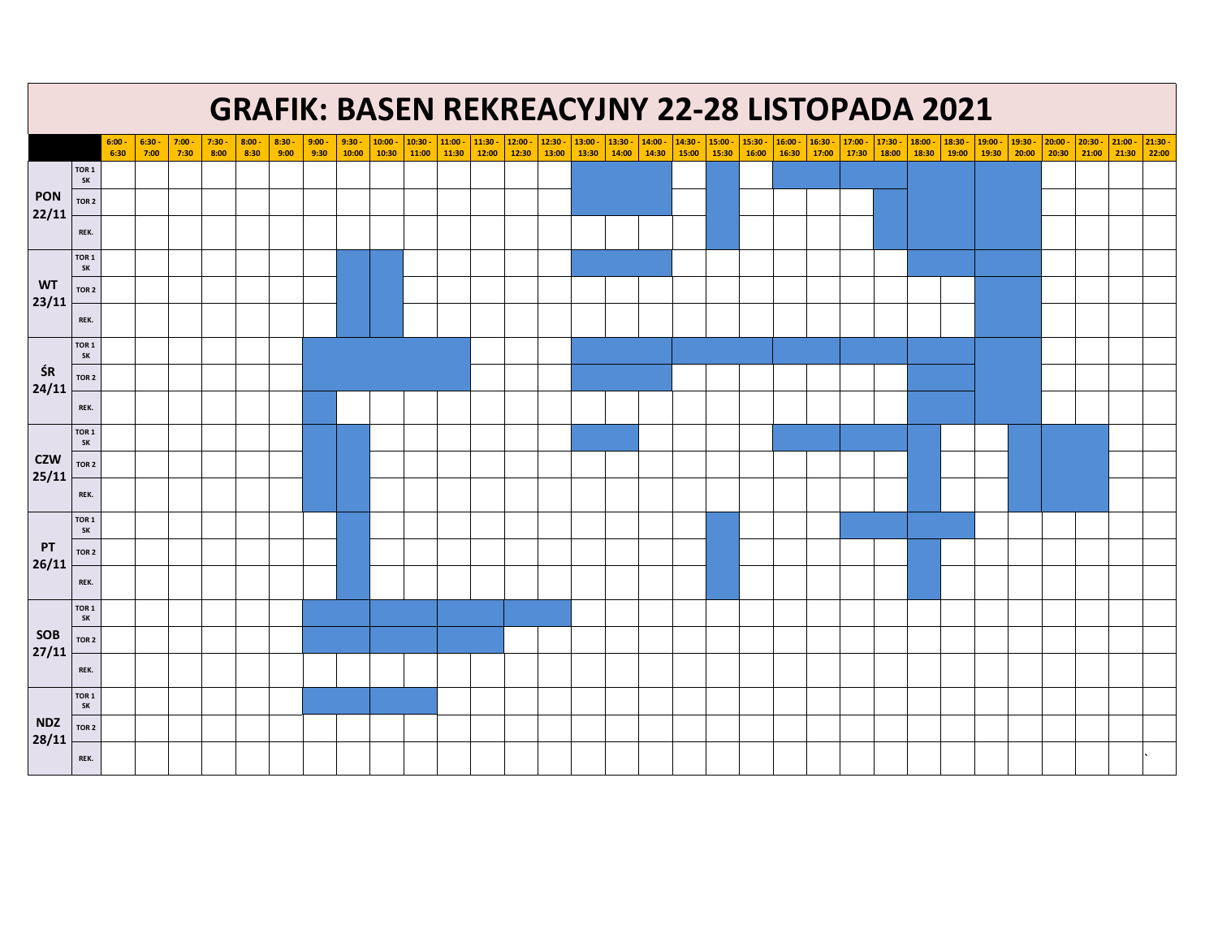# GRAFIK: BASEN REKREACYJNY 22-28 LISTOPADA 2021

| | | 6:00 - 6:30 | 6:30 - 7:00 | 7:00 - 7:30 | 7:30 - 8:00 | 8:00 - 8:30 | 8:30 - 9:00 | 9:00 - 9:30 | 9:30 - 10:00 | 10:00 - 10:30 | 10:30 - 11:00 | 11:00 - 11:30 | 11:30 - 12:00 | 12:00 - 12:30 | 12:30 - 13:00 | 13:00 - 13:30 | 13:30 - 14:00 | 14:00 - 14:30 | 14:30 - 15:00 | 15:00 - 15:30 | 15:30 - 16:00 | 16:00 - 16:30 | 16:30 - 17:00 | 17:00 - 17:30 | 17:30 - 18:00 | 18:00 - 18:30 | 18:30 - 19:00 | 19:00 - 19:30 | 19:30 - 20:00 | 20:00 - 20:30 | 20:30 - 21:00 | 21:00 - 21:30 | 21:30 - 22:00 |
|---|---|---|---|---|---|---|---|---|---|---|---|---|---|---|---|---|---|---|---|---|---|---|---|---|---|---|---|---|---|---|---|---|---|
| **PON 22/11** | TOR 1 SK | | | | | | | | | | | | | | | | | | | | | | | | | | | | | | | | |
| | TOR 2 | | | | | | | | | | | | | | | | | | | | | | | | | | | | | | | | |
| | REK. | | | | | | | | | | | | | | | | | | | | | | | | | | | | | | | | |
| **WT 23/11** | TOR 1 SK | | | | | | | | | | | | | | | | | | | | | | | | | | | | | | | | |
| | TOR 2 | | | | | | | | | | | | | | | | | | | | | | | | | | | | | | | | |
| | REK. | | | | | | | | | | | | | | | | | | | | | | | | | | | | | | | | |
| **ŚR 24/11** | TOR 1 SK | | | | | | | | | | | | | | | | | | | | | | | | | | | | | | | | |
| | TOR 2 | | | | | | | | | | | | | | | | | | | | | | | | | | | | | | | | |
| | REK. | | | | | | | | | | | | | | | | | | | | | | | | | | | | | | | | |
| **CZW 25/11** | TOR 1 SK | | | | | | | | | | | | | | | | | | | | | | | | | | | | | | | | |
| | TOR 2 | | | | | | | | | | | | | | | | | | | | | | | | | | | | | | | | |
| | REK. | | | | | | | | | | | | | | | | | | | | | | | | | | | | | | | | |
| **PT 26/11** | TOR 1 SK | | | | | | | | | | | | | | | | | | | | | | | | | | | | | | | | |
| | TOR 2 | | | | | | | | | | | | | | | | | | | | | | | | | | | | | | | | |
| | REK. | | | | | | | | | | | | | | | | | | | | | | | | | | | | | | | | |
| **SOB 27/11** | TOR 1 SK | | | | | | | | | | | | | | | | | | | | | | | | | | | | | | | | |
| | TOR 2 | | | | | | | | | | | | | | | | | | | | | | | | | | | | | | | | |
| | REK. | | | | | | | | | | | | | | | | | | | | | | | | | | | | | | | | |
| **NDZ 28/11** | TOR 1 SK | | | | | | | | | | | | | | | | | | | | | | | | | | | | | | | | |
| | TOR 2 | | | | | | | | | | | | | | | | | | | | | | | | | | | | | | | | |
| | REK. | | | | | | | | | | | | | | | | | | | | | | | | | | | | | | | | ` |